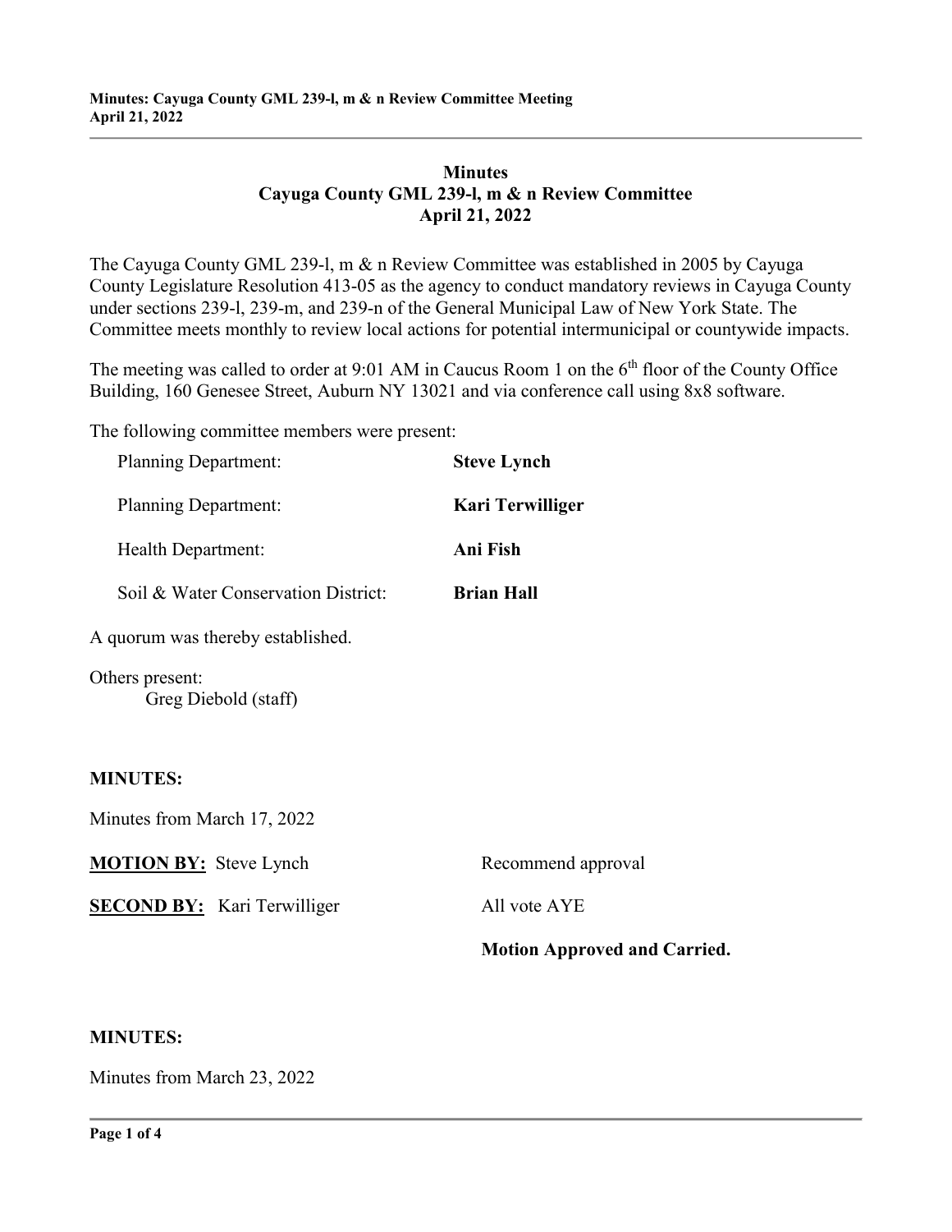# Minutes
# Cayuga County GML 239-l, m & n Review Committee
# April 21, 2022

The Cayuga County GML 239-l, m & n Review Committee was established in 2005 by Cayuga County Legislature Resolution 413-05 as the agency to conduct mandatory reviews in Cayuga County under sections 239-l, 239-m, and 239-n of the General Municipal Law of New York State. The Committee meets monthly to review local actions for potential intermunicipal or countywide impacts.

The meeting was called to order at 9:01 AM in Caucus Room 1 on the 6th floor of the County Office Building, 160 Genesee Street, Auburn NY 13021 and via conference call using 8x8 software.

The following committee members were present:

| | |
|---|---|
| Planning Department: | **Steve Lynch** |
| Planning Department: | **Kari Terwilliger** |
| Health Department: | **Ani Fish** |
| Soil & Water Conservation District: | **Brian Hall** |

A quorum was thereby established.

Others present:
Greg Diebold (staff)

**MINUTES:**

Minutes from March 17, 2022

**MOTION BY:** Steve Lynch — Recommend approval

**SECOND BY:** Kari Terwilliger — All vote AYE

**Motion Approved and Carried.**

**MINUTES:**

Minutes from March 23, 2022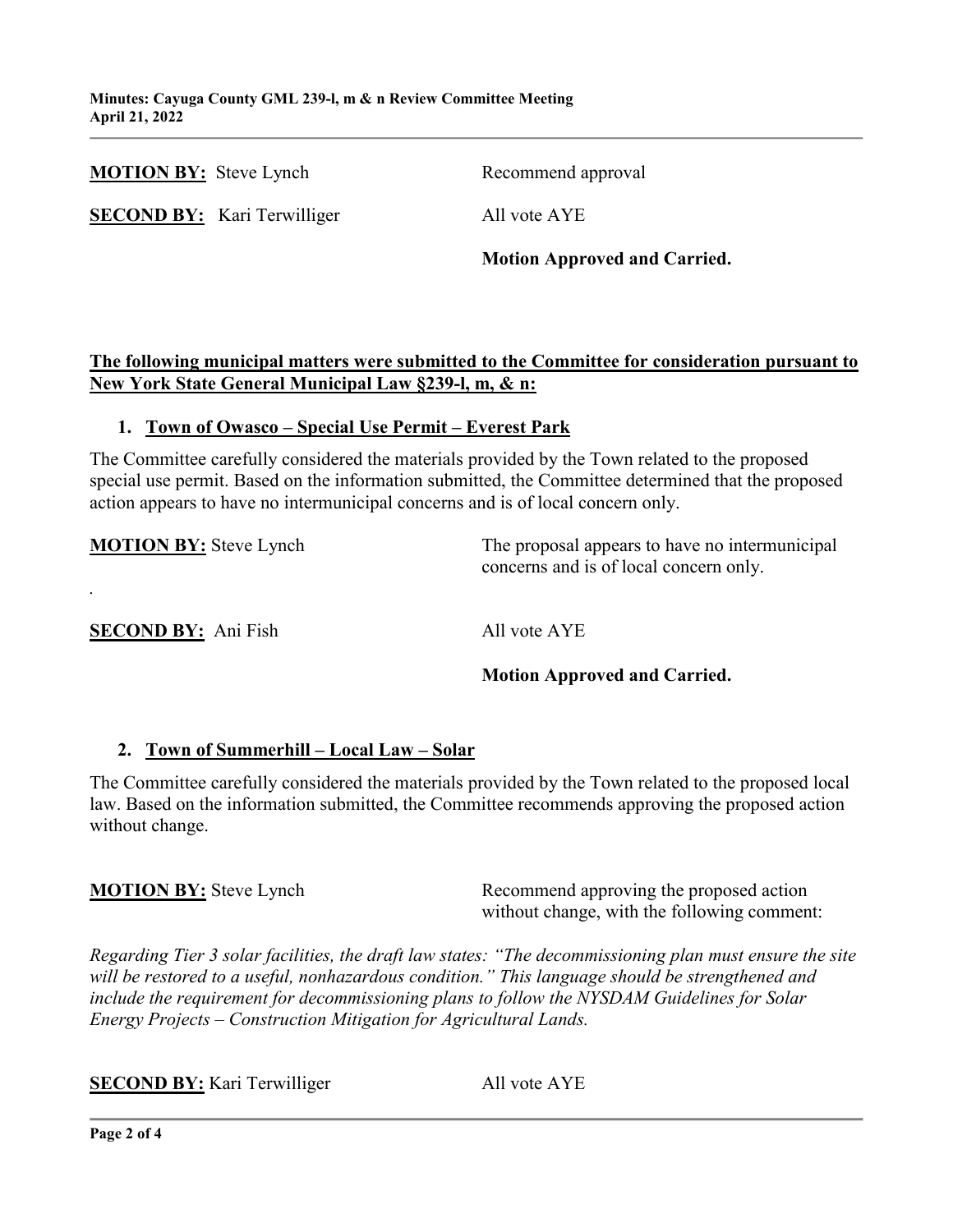**MOTION BY:** Steve Lynch Recommend approval

**SECOND BY:** Kari Terwilliger All vote AYE

**Motion Approved and Carried.**

**The following municipal matters were submitted to the Committee for consideration pursuant to New York State General Municipal Law §239-l, m, & n:**

1. **Town of Owasco – Special Use Permit – Everest Park**

The Committee carefully considered the materials provided by the Town related to the proposed special use permit. Based on the information submitted, the Committee determined that the proposed action appears to have no intermunicipal concerns and is of local concern only.

**MOTION BY:** Steve Lynch The proposal appears to have no intermunicipal concerns and is of local concern only.

**SECOND BY:** Ani Fish All vote AYE

**Motion Approved and Carried.**

2. **Town of Summerhill – Local Law – Solar**

The Committee carefully considered the materials provided by the Town related to the proposed local law. Based on the information submitted, the Committee recommends approving the proposed action without change.

**MOTION BY:** Steve Lynch Recommend approving the proposed action without change, with the following comment:

*Regarding Tier 3 solar facilities, the draft law states: "The decommissioning plan must ensure the site will be restored to a useful, nonhazardous condition." This language should be strengthened and include the requirement for decommissioning plans to follow the NYSDAM Guidelines for Solar Energy Projects – Construction Mitigation for Agricultural Lands.*

**SECOND BY:** Kari Terwilliger All vote AYE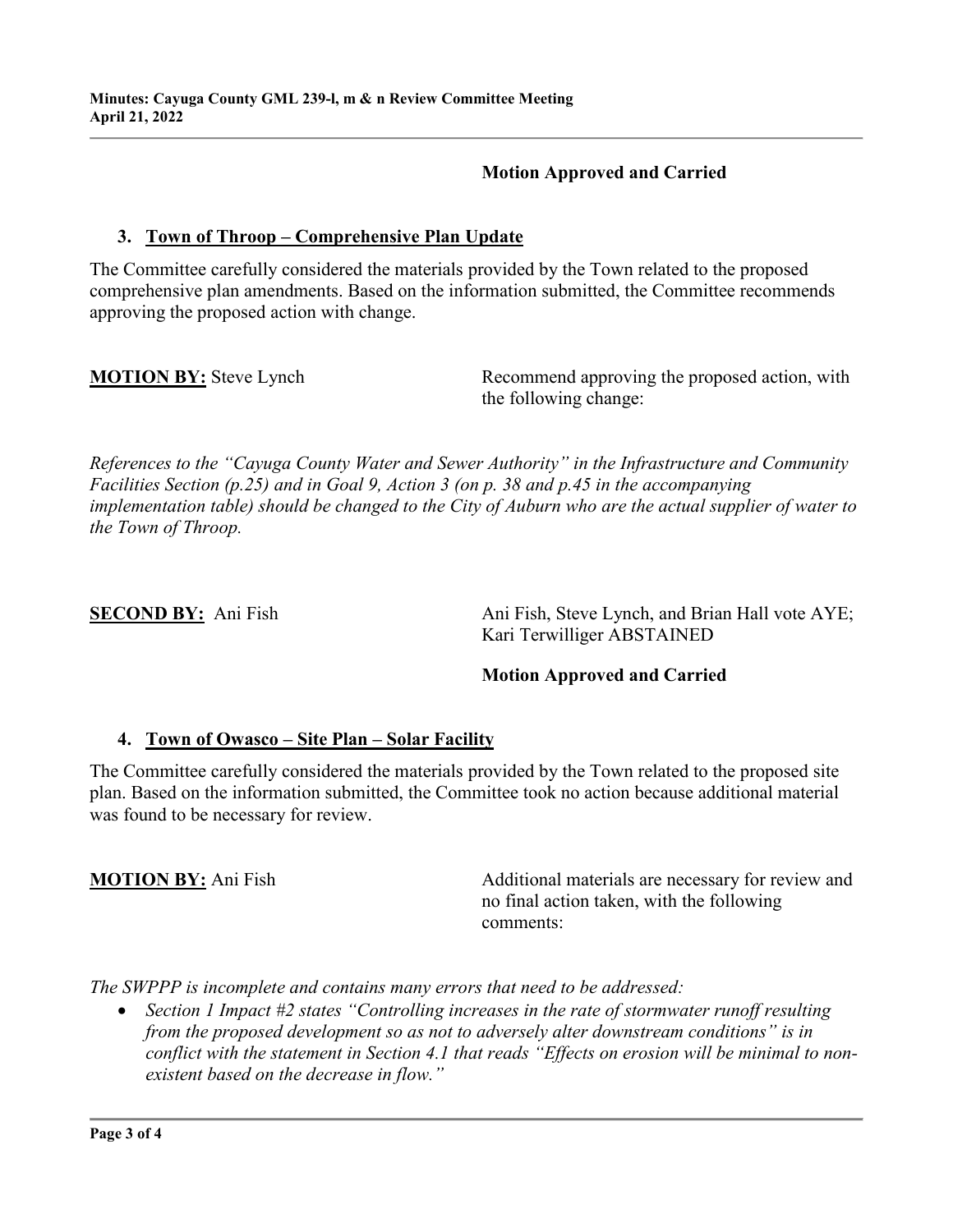**Motion Approved and Carried**

### 3. Town of Throop – Comprehensive Plan Update

The Committee carefully considered the materials provided by the Town related to the proposed comprehensive plan amendments. Based on the information submitted, the Committee recommends approving the proposed action with change.

**MOTION BY:** Steve Lynch — Recommend approving the proposed action, with the following change:

*References to the "Cayuga County Water and Sewer Authority" in the Infrastructure and Community Facilities Section (p.25) and in Goal 9, Action 3 (on p. 38 and p.45 in the accompanying implementation table) should be changed to the City of Auburn who are the actual supplier of water to the Town of Throop.*

**SECOND BY:** Ani Fish — Ani Fish, Steve Lynch, and Brian Hall vote AYE; Kari Terwilliger ABSTAINED

**Motion Approved and Carried**

### 4. Town of Owasco – Site Plan – Solar Facility

The Committee carefully considered the materials provided by the Town related to the proposed site plan. Based on the information submitted, the Committee took no action because additional material was found to be necessary for review.

**MOTION BY:** Ani Fish — Additional materials are necessary for review and no final action taken, with the following comments:

*The SWPPP is incomplete and contains many errors that need to be addressed:*

- *Section 1 Impact #2 states "Controlling increases in the rate of stormwater runoff resulting from the proposed development so as not to adversely alter downstream conditions" is in conflict with the statement in Section 4.1 that reads "Effects on erosion will be minimal to non-existent based on the decrease in flow."*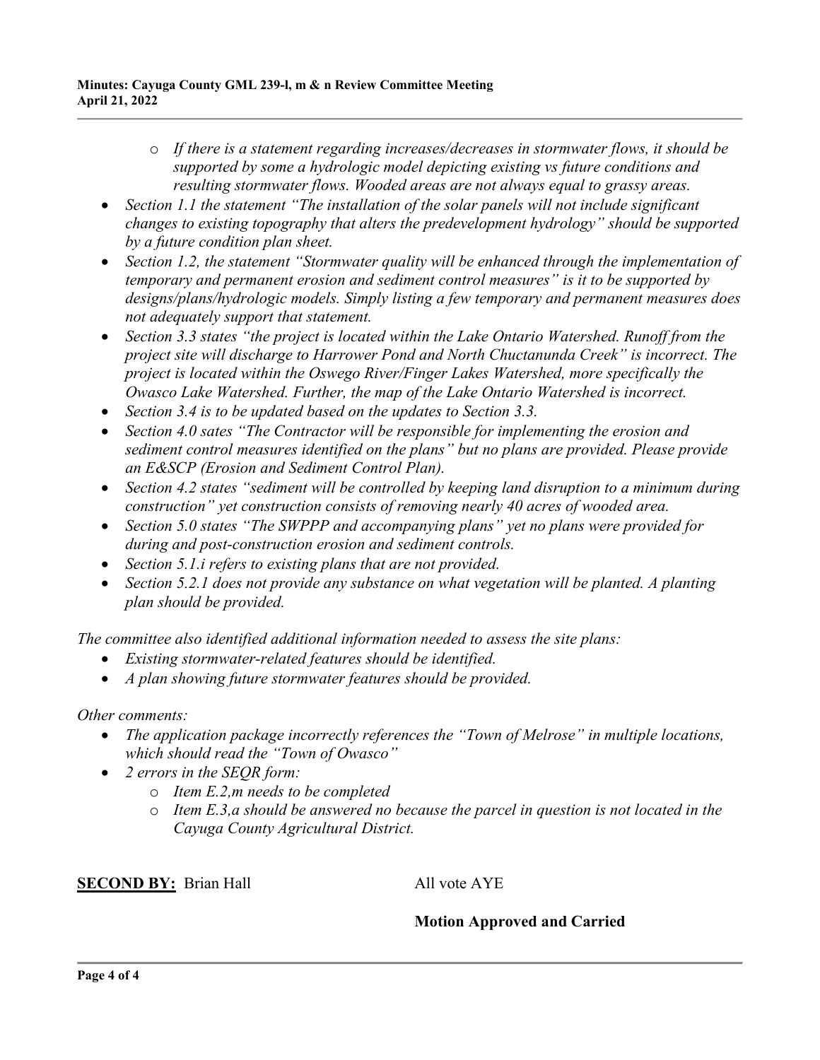- *If there is a statement regarding increases/decreases in stormwater flows, it should be supported by some a hydrologic model depicting existing vs future conditions and resulting stormwater flows. Wooded areas are not always equal to grassy areas.*

- *Section 1.1 the statement "The installation of the solar panels will not include significant changes to existing topography that alters the predevelopment hydrology" should be supported by a future condition plan sheet.*
- *Section 1.2, the statement "Stormwater quality will be enhanced through the implementation of temporary and permanent erosion and sediment control measures" is it to be supported by designs/plans/hydrologic models. Simply listing a few temporary and permanent measures does not adequately support that statement.*
- *Section 3.3 states "the project is located within the Lake Ontario Watershed. Runoff from the project site will discharge to Harrower Pond and North Chuctanunda Creek" is incorrect. The project is located within the Oswego River/Finger Lakes Watershed, more specifically the Owasco Lake Watershed. Further, the map of the Lake Ontario Watershed is incorrect.*
- *Section 3.4 is to be updated based on the updates to Section 3.3.*
- *Section 4.0 sates "The Contractor will be responsible for implementing the erosion and sediment control measures identified on the plans" but no plans are provided. Please provide an E&SCP (Erosion and Sediment Control Plan).*
- *Section 4.2 states "sediment will be controlled by keeping land disruption to a minimum during construction" yet construction consists of removing nearly 40 acres of wooded area.*
- *Section 5.0 states "The SWPPP and accompanying plans" yet no plans were provided for during and post-construction erosion and sediment controls.*
- *Section 5.1.i refers to existing plans that are not provided.*
- *Section 5.2.1 does not provide any substance on what vegetation will be planted. A planting plan should be provided.*

*The committee also identified additional information needed to assess the site plans:*

- *Existing stormwater-related features should be identified.*
- *A plan showing future stormwater features should be provided.*

*Other comments:*

- *The application package incorrectly references the "Town of Melrose" in multiple locations, which should read the "Town of Owasco"*
- *2 errors in the SEQR form:*
  - *Item E.2,m needs to be completed*
  - *Item E.3,a should be answered no because the parcel in question is not located in the Cayuga County Agricultural District.*

**SECOND BY:** Brian Hall

All vote AYE

**Motion Approved and Carried**